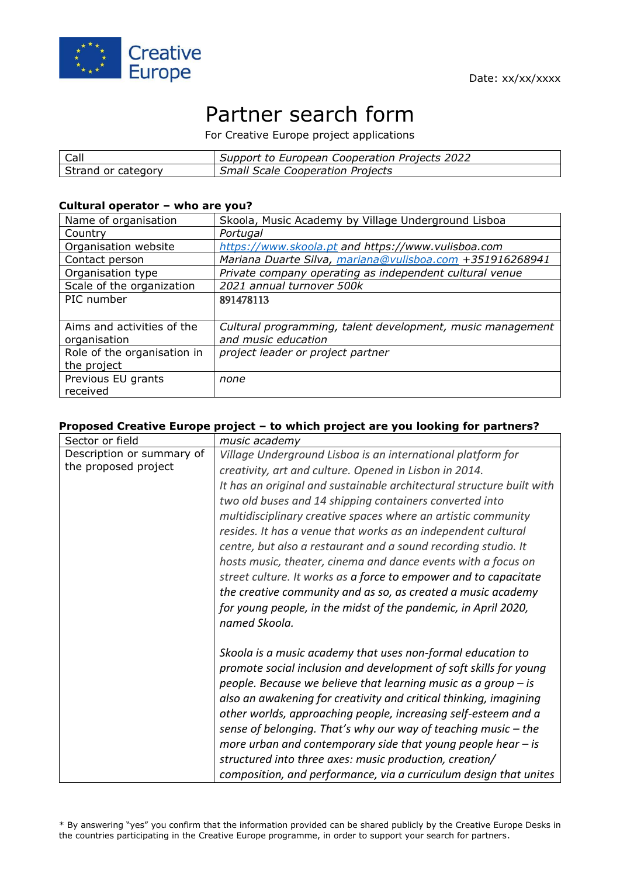Creative Europe

Date: xx/xx/xxxx

# Partner search form

For Creative Europe project applications

| Call | *Support to European Cooperation Projects 2022* |
|---|---|
| Strand or category | *Small Scale Cooperation Projects* |

## Cultural operator – who are you?

| Name of organisation | Skoola, Music Academy by Village Underground Lisboa |
|---|---|
| Country | *Portugal* |
| Organisation website | *https://www.skoola.pt* and *https://www.vulisboa.com* |
| Contact person | *Mariana Duarte Silva, mariana@vulisboa.com +351916268941* |
| Organisation type | *Private company operating as independent cultural venue* |
| Scale of the organization | *2021 annual turnover 500k* |
| PIC number | 891478113 |
| Aims and activities of the organisation | *Cultural programming, talent development, music management and music education* |
| Role of the organisation in the project | *project leader or project partner* |
| Previous EU grants received | *none* |

## Proposed Creative Europe project – to which project are you looking for partners?

| Sector or field | *music academy* |
|---|---|
| Description or summary of the proposed project | *Village Underground Lisboa is an international platform for creativity, art and culture. Opened in Lisbon in 2014. It has an original and sustainable architectural structure built with two old buses and 14 shipping containers converted into multidisciplinary creative spaces where an artistic community resides. It has a venue that works as an independent cultural centre, but also a restaurant and a sound recording studio. It hosts music, theater, cinema and dance events with a focus on street culture. It works as* ***a force to empower and to capacitate*** *the creative community and as so, as created a music academy for young people, in the midst of the pandemic, in April 2020, named Skoola.*<br><br>*Skoola is a music academy that uses non-formal education to promote social inclusion and development of soft skills for young people. Because we believe that learning music as a group – is also an awakening for creativity and critical thinking, imagining other worlds, approaching people, increasing self-esteem and a sense of belonging. That's why our way of teaching music – the more urban and contemporary side that young people hear – is structured into three axes: music production, creation/ composition, and performance, via a curriculum design that unites* |

\* By answering "yes" you confirm that the information provided can be shared publicly by the Creative Europe Desks in the countries participating in the Creative Europe programme, in order to support your search for partners.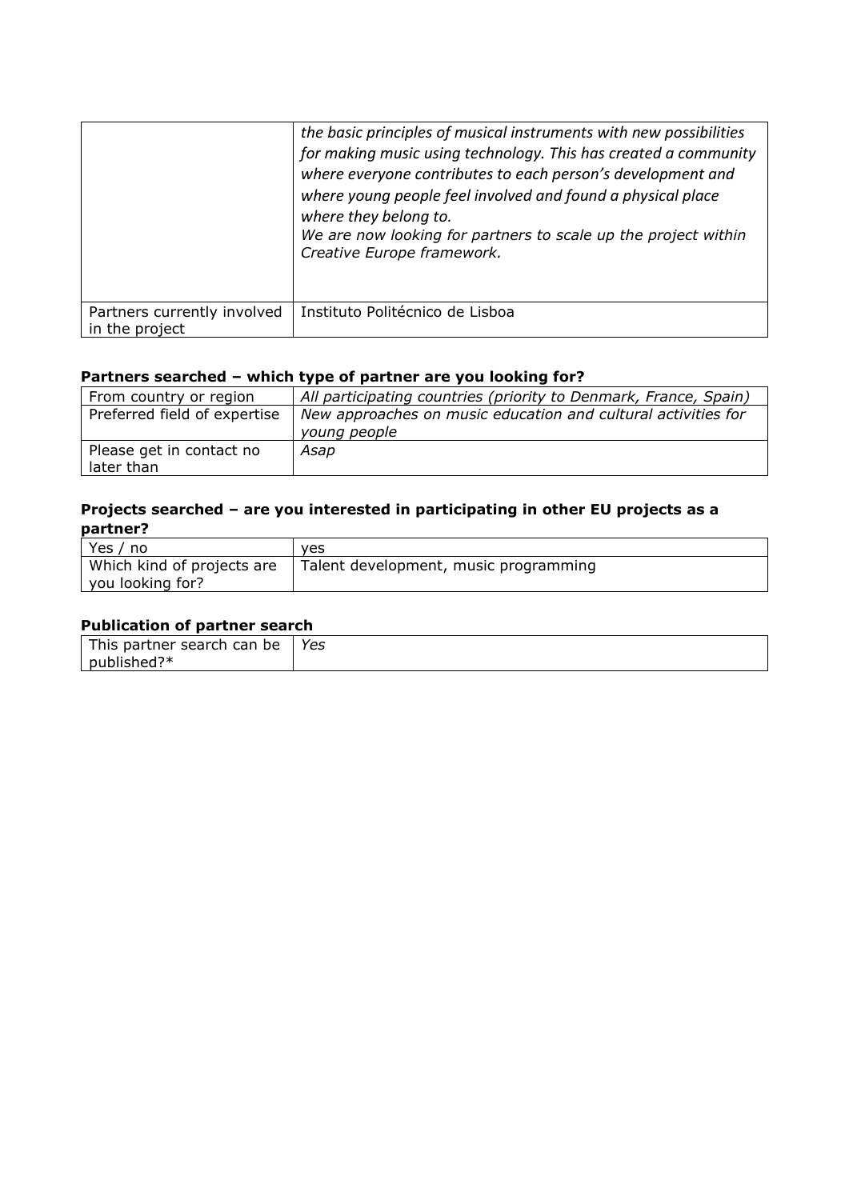| | |
|---|---|
| | *the basic principles of musical instruments with new possibilities for making music using technology. This has created a community where everyone contributes to each person's development and where young people feel involved and found a physical place where they belong to.* *We are now looking for partners to scale up the project within Creative Europe framework.* |
| Partners currently involved in the project | Instituto Politécnico de Lisboa |

**Partners searched – which type of partner are you looking for?**

| | |
|---|---|
| From country or region | *All participating countries (priority to Denmark, France, Spain)* |
| Preferred field of expertise | *New approaches on music education and cultural activities for young people* |
| Please get in contact no later than | *Asap* |

**Projects searched – are you interested in participating in other EU projects as a partner?**

| | |
|---|---|
| Yes / no | yes |
| Which kind of projects are you looking for? | Talent development, music programming |

**Publication of partner search**

| | |
|---|---|
| This partner search can be published?* | *Yes* |